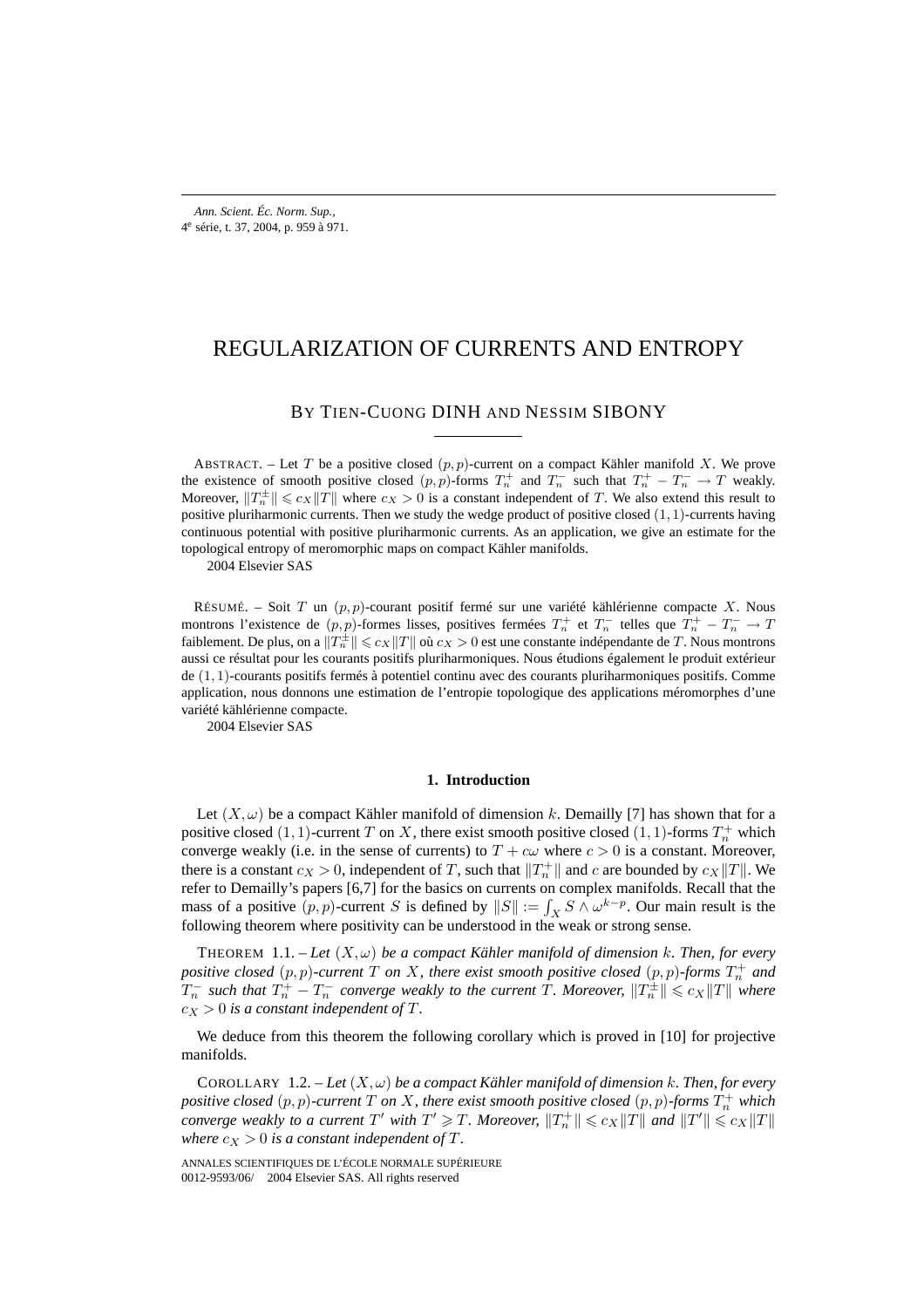# REGULARIZATION OF CURRENTS AND ENTROPY

BY TIEN-CUONG DINH AND NESSIM SIBONY

ABSTRACT. – Let $T$ be a positive closed $(p,p)$-current on a compact Kähler manifold $X$. We prove the existence of smooth positive closed $(p,p)$-forms $T_n^+$ and $T_n^-$ such that $T_n^+ - T_n^- \to T$ weakly. Moreover, $\|T_n^\pm\| \leqslant c_X\|T\|$ where $c_X > 0$ is a constant independent of $T$. We also extend this result to positive pluriharmonic currents. Then we study the wedge product of positive closed $(1,1)$-currents having continuous potential with positive pluriharmonic currents. As an application, we give an estimate for the topological entropy of meromorphic maps on compact Kähler manifolds.

2004 Elsevier SAS

RÉSUMÉ. – Soit $T$ un $(p,p)$-courant positif fermé sur une variété kählérienne compacte $X$. Nous montrons l'existence de $(p,p)$-formes lisses, positives fermées $T_n^+$ et $T_n^-$ telles que $T_n^+ - T_n^- \to T$ faiblement. De plus, on a $\|T_n^\pm\| \leqslant c_X\|T\|$ où $c_X > 0$ est une constante indépendante de $T$. Nous montrons aussi ce résultat pour les courants positifs pluriharmoniques. Nous étudions également le produit extérieur de $(1,1)$-courants positifs fermés à potentiel continu avec des courants pluriharmoniques positifs. Comme application, nous donnons une estimation de l'entropie topologique des applications méromorphes d'une variété kählérienne compacte.

2004 Elsevier SAS

## 1. Introduction

Let $(X,\omega)$ be a compact Kähler manifold of dimension $k$. Demailly [7] has shown that for a positive closed $(1,1)$-current $T$ on $X$, there exist smooth positive closed $(1,1)$-forms $T_n^+$ which converge weakly (i.e. in the sense of currents) to $T + c\omega$ where $c > 0$ is a constant. Moreover, there is a constant $c_X > 0$, independent of $T$, such that $\|T_n^+\|$ and $c$ are bounded by $c_X\|T\|$. We refer to Demailly's papers [6,7] for the basics on currents on complex manifolds. Recall that the mass of a positive $(p,p)$-current $S$ is defined by $\|S\| := \int_X S \wedge \omega^{k-p}$. Our main result is the following theorem where positivity can be understood in the weak or strong sense.

THEOREM 1.1. – *Let $(X,\omega)$ be a compact Kähler manifold of dimension $k$. Then, for every positive closed $(p,p)$-current $T$ on $X$, there exist smooth positive closed $(p,p)$-forms $T_n^+$ and $T_n^-$ such that $T_n^+ - T_n^-$ converge weakly to the current $T$. Moreover, $\|T_n^\pm\| \leqslant c_X\|T\|$ where $c_X > 0$ is a constant independent of $T$.*

We deduce from this theorem the following corollary which is proved in [10] for projective manifolds.

COROLLARY 1.2. – *Let $(X,\omega)$ be a compact Kähler manifold of dimension $k$. Then, for every positive closed $(p,p)$-current $T$ on $X$, there exist smooth positive closed $(p,p)$-forms $T_n^+$ which converge weakly to a current $T'$ with $T' \geqslant T$. Moreover, $\|T_n^+\| \leqslant c_X\|T\|$ and $\|T'\| \leqslant c_X\|T\|$ where $c_X > 0$ is a constant independent of $T$.*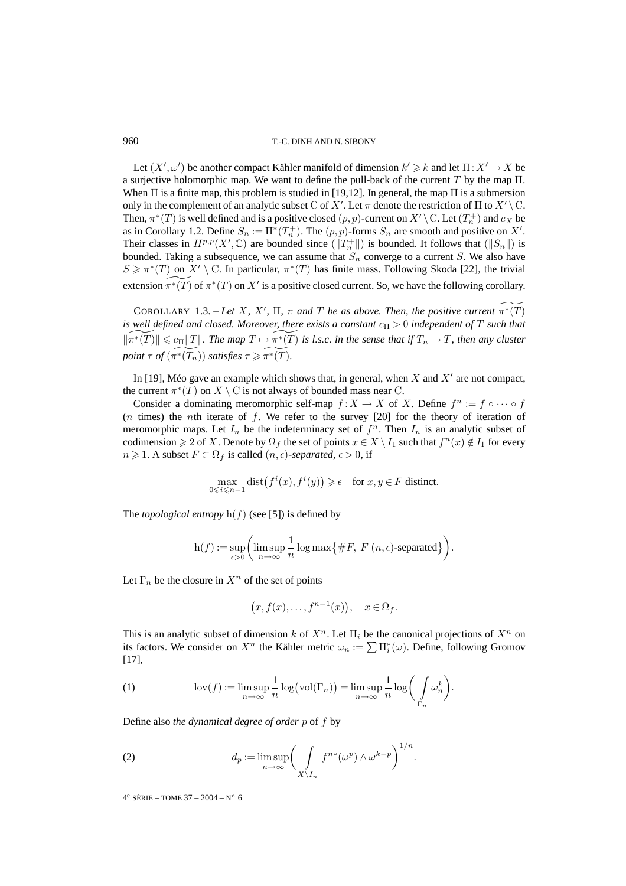Let $(X',\omega')$ be another compact Kähler manifold of dimension $k'\geqslant k$ and let $\Pi : X'\to X$ be a surjective holomorphic map. We want to define the pull-back of the current $T$ by the map $\Pi$. When $\Pi$ is a finite map, this problem is studied in [19,12]. In general, the map $\Pi$ is a submersion only in the complement of an analytic subset $\mathrm{C}$ of $X'$. Let $\pi$ denote the restriction of $\Pi$ to $X'\setminus\mathrm{C}$. Then, $\pi^*(T)$ is well defined and is a positive closed $(p,p)$-current on $X'\setminus\mathrm{C}$. Let $(T_n^+)$ and $c_X$ be as in Corollary 1.2. Define $S_n := \Pi^*(T_n^+)$. The $(p,p)$-forms $S_n$ are smooth and positive on $X'$. Their classes in $H^{p,p}(X',\mathbb{C})$ are bounded since $(\|T_n^+\|)$ is bounded. It follows that $(\|S_n\|)$ is bounded. Taking a subsequence, we can assume that $S_n$ converge to a current $S$. We also have $S\geqslant \pi^*(T)$ on $X'\setminus\mathrm{C}$. In particular, $\pi^*(T)$ has finite mass. Following Skoda [22], the trivial extension $\widetilde{\pi^*(T)}$ of $\pi^*(T)$ on $X'$ is a positive closed current. So, we have the following corollary.

COROLLARY 1.3. – *Let $X$, $X'$, $\Pi$, $\pi$ and $T$ be as above. Then, the positive current $\widetilde{\pi^*(T)}$ is well defined and closed. Moreover, there exists a constant $c_\Pi > 0$ independent of $T$ such that $\|\widetilde{\pi^*(T)}\|\leqslant c_\Pi\|T\|$. The map $T\mapsto\widetilde{\pi^*(T)}$ is l.s.c. in the sense that if $T_n\to T$, then any cluster point $\tau$ of $(\widetilde{\pi^*(T_n)})$ satisfies $\tau\geqslant\widetilde{\pi^*(T)}$.*

In [19], Méo gave an example which shows that, in general, when $X$ and $X'$ are not compact, the current $\pi^*(T)$ on $X\setminus\mathrm{C}$ is not always of bounded mass near $\mathrm{C}$.

Consider a dominating meromorphic self-map $f : X\to X$ of $X$. Define $f^n := f\circ\cdots\circ f$ ($n$ times) the $n$th iterate of $f$. We refer to the survey [20] for the theory of iteration of meromorphic maps. Let $I_n$ be the indeterminacy set of $f^n$. Then $I_n$ is an analytic subset of codimension $\geqslant 2$ of $X$. Denote by $\Omega_f$ the set of points $x\in X\setminus I_1$ such that $f^n(x)\notin I_1$ for every $n\geqslant 1$. A subset $F\subset\Omega_f$ is called *$(n,\epsilon)$-separated*, $\epsilon>0$, if

$$\max_{0\leqslant i\leqslant n-1}\operatorname{dist}\bigl(f^i(x),f^i(y)\bigr)\geqslant\epsilon\quad\text{for } x,y\in F \text{ distinct}.$$

The *topological entropy* $\mathrm{h}(f)$ (see [5]) is defined by

$$\mathrm{h}(f) := \sup_{\epsilon>0}\left(\limsup_{n\to\infty}\frac{1}{n}\log\max\bigl\{\#F,\ F\ (n,\epsilon)\text{-separated}\bigr\}\right).$$

Let $\Gamma_n$ be the closure in $X^n$ of the set of points

$$\bigl(x,f(x),\ldots,f^{n-1}(x)\bigr),\quad x\in\Omega_f.$$

This is an analytic subset of dimension $k$ of $X^n$. Let $\Pi_i$ be the canonical projections of $X^n$ on its factors. We consider on $X^n$ the Kähler metric $\omega_n := \sum\Pi_i^*(\omega)$. Define, following Gromov [17],

$$\operatorname{lov}(f) := \limsup_{n\to\infty}\frac{1}{n}\log\bigl(\operatorname{vol}(\Gamma_n)\bigr) = \limsup_{n\to\infty}\frac{1}{n}\log\biggl(\int_{\Gamma_n}\omega_n^k\biggr). \tag{1}$$

Define also *the dynamical degree of order $p$* of $f$ by

$$d_p := \limsup_{n\to\infty}\biggl(\int_{X\setminus I_n} f^{n*}(\omega^p)\wedge\omega^{k-p}\biggr)^{1/n}. \tag{2}$$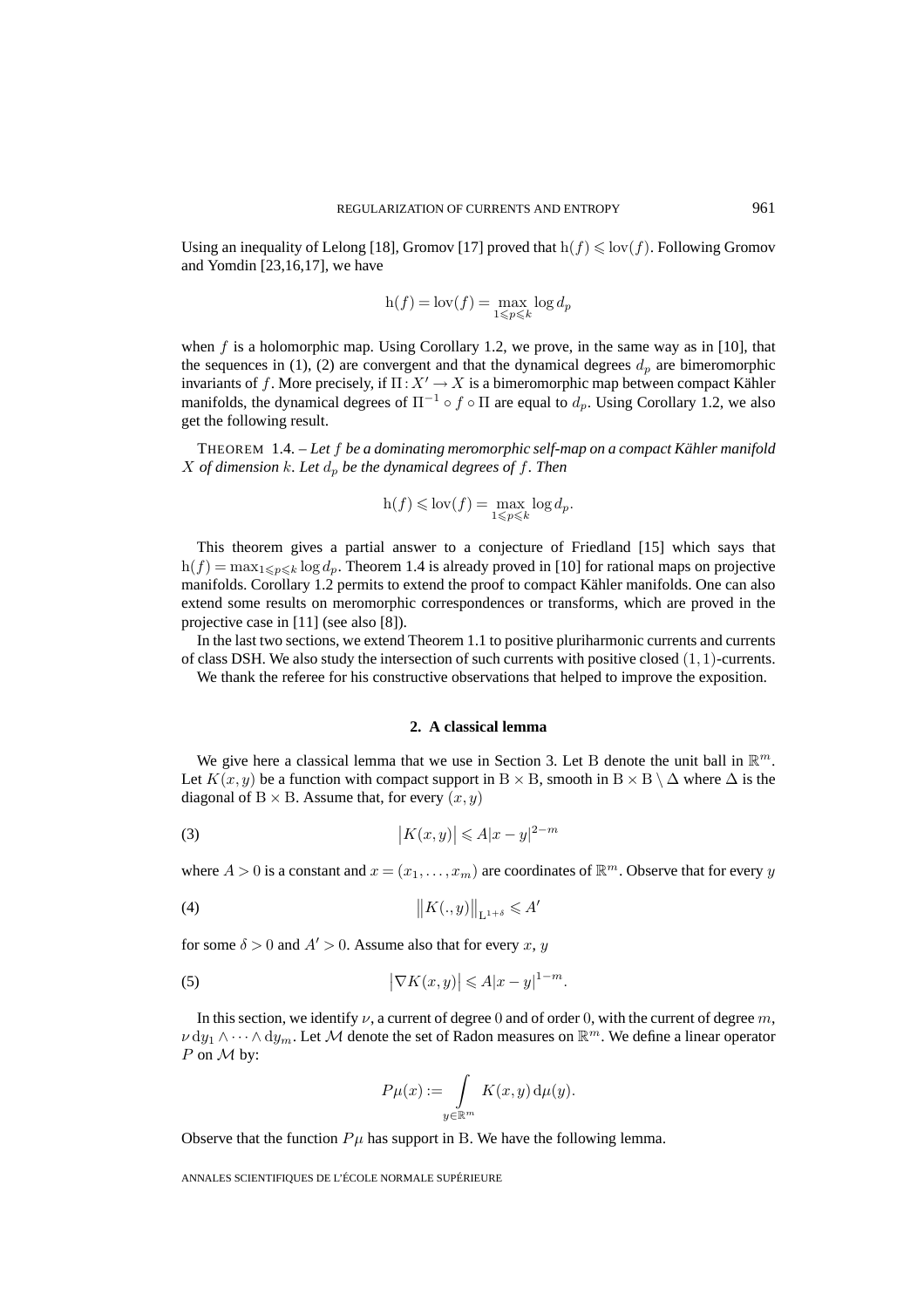Using an inequality of Lelong [18], Gromov [17] proved that $\mathrm{h}(f) \leqslant \mathrm{lov}(f)$. Following Gromov and Yomdin [23,16,17], we have

$$\mathrm{h}(f) = \mathrm{lov}(f) = \max_{1 \leqslant p \leqslant k} \log d_p$$

when $f$ is a holomorphic map. Using Corollary 1.2, we prove, in the same way as in [10], that the sequences in (1), (2) are convergent and that the dynamical degrees $d_p$ are bimeromorphic invariants of $f$. More precisely, if $\Pi : X' \to X$ is a bimeromorphic map between compact Kähler manifolds, the dynamical degrees of $\Pi^{-1} \circ f \circ \Pi$ are equal to $d_p$. Using Corollary 1.2, we also get the following result.

THEOREM 1.4. – *Let $f$ be a dominating meromorphic self-map on a compact Kähler manifold $X$ of dimension $k$. Let $d_p$ be the dynamical degrees of $f$. Then*

$$\mathrm{h}(f) \leqslant \mathrm{lov}(f) = \max_{1 \leqslant p \leqslant k} \log d_p.$$

This theorem gives a partial answer to a conjecture of Friedland [15] which says that $\mathrm{h}(f) = \max_{1 \leqslant p \leqslant k} \log d_p$. Theorem 1.4 is already proved in [10] for rational maps on projective manifolds. Corollary 1.2 permits to extend the proof to compact Kähler manifolds. One can also extend some results on meromorphic correspondences or transforms, which are proved in the projective case in [11] (see also [8]).

In the last two sections, we extend Theorem 1.1 to positive pluriharmonic currents and currents of class DSH. We also study the intersection of such currents with positive closed $(1,1)$-currents.

We thank the referee for his constructive observations that helped to improve the exposition.

## 2. A classical lemma

We give here a classical lemma that we use in Section 3. Let B denote the unit ball in $\mathbb{R}^m$. Let $K(x,y)$ be a function with compact support in $\mathrm{B} \times \mathrm{B}$, smooth in $\mathrm{B} \times \mathrm{B} \setminus \Delta$ where $\Delta$ is the diagonal of $\mathrm{B} \times \mathrm{B}$. Assume that, for every $(x,y)$

$$\big|K(x,y)\big| \leqslant A|x-y|^{2-m} \tag{3}$$

where $A > 0$ is a constant and $x = (x_1, \ldots, x_m)$ are coordinates of $\mathbb{R}^m$. Observe that for every $y$

$$\big\|K(.,y)\big\|_{\mathrm{L}^{1+\delta}} \leqslant A' \tag{4}$$

for some $\delta > 0$ and $A' > 0$. Assume also that for every $x$, $y$

$$\big|\nabla K(x,y)\big| \leqslant A|x-y|^{1-m}. \tag{5}$$

In this section, we identify $\nu$, a current of degree $0$ and of order $0$, with the current of degree $m$, $\nu \, \mathrm{d}y_1 \wedge \cdots \wedge \mathrm{d}y_m$. Let $\mathcal{M}$ denote the set of Radon measures on $\mathbb{R}^m$. We define a linear operator $P$ on $\mathcal{M}$ by:

$$P\mu(x) := \int\limits_{y \in \mathbb{R}^m} K(x,y) \, \mathrm{d}\mu(y).$$

Observe that the function $P\mu$ has support in B. We have the following lemma.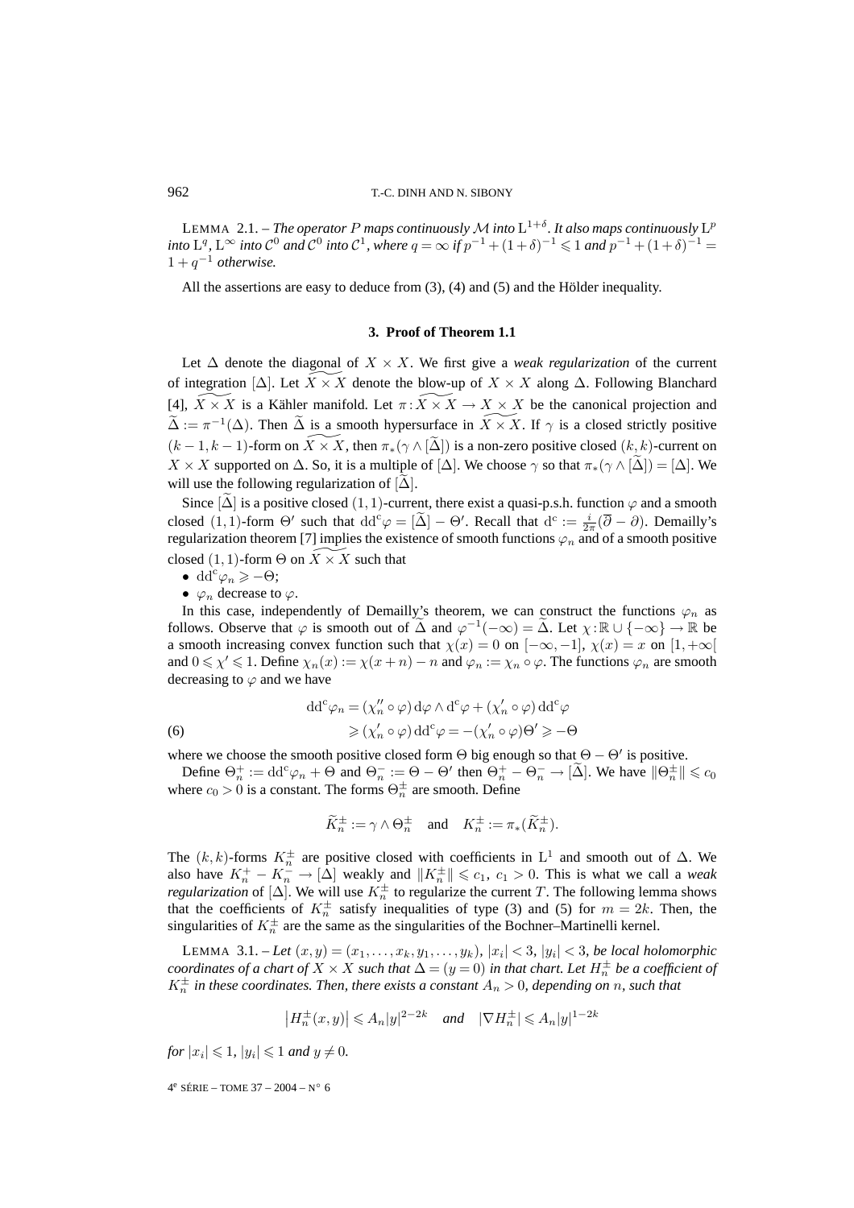LEMMA 2.1. – *The operator $P$ maps continuously $\mathcal{M}$ into $\mathrm{L}^{1+\delta}$. It also maps continuously $\mathrm{L}^p$ into $\mathrm{L}^q$, $\mathrm{L}^\infty$ into $\mathcal{C}^0$ and $\mathcal{C}^0$ into $\mathcal{C}^1$, where $q=\infty$ if $p^{-1}+(1+\delta)^{-1}\leqslant 1$ and $p^{-1}+(1+\delta)^{-1}=1+q^{-1}$ otherwise.*

All the assertions are easy to deduce from (3), (4) and (5) and the Hölder inequality.

### 3. Proof of Theorem 1.1

Let $\Delta$ denote the diagonal of $X\times X$. We first give a *weak regularization* of the current of integration $[\Delta]$. Let $\widetilde{X\times X}$ denote the blow-up of $X\times X$ along $\Delta$. Following Blanchard [4], $\widetilde{X\times X}$ is a Kähler manifold. Let $\pi:\widetilde{X\times X}\to X\times X$ be the canonical projection and $\widetilde{\Delta}:=\pi^{-1}(\Delta)$. Then $\widetilde{\Delta}$ is a smooth hypersurface in $\widetilde{X\times X}$. If $\gamma$ is a closed strictly positive $(k-1,k-1)$-form on $\widetilde{X\times X}$, then $\pi_*(\gamma\wedge[\widetilde{\Delta}])$ is a non-zero positive closed $(k,k)$-current on $X\times X$ supported on $\Delta$. So, it is a multiple of $[\Delta]$. We choose $\gamma$ so that $\pi_*(\gamma\wedge[\widetilde{\Delta}])=[\Delta]$. We will use the following regularization of $[\widetilde{\Delta}]$.

Since $[\widetilde{\Delta}]$ is a positive closed $(1,1)$-current, there exist a quasi-p.s.h. function $\varphi$ and a smooth closed $(1,1)$-form $\Theta'$ such that $\mathrm{dd^c}\varphi=[\widetilde{\Delta}]-\Theta'$. Recall that $\mathrm{d^c}:=\frac{i}{2\pi}(\overline{\partial}-\partial)$. Demailly's regularization theorem [7] implies the existence of smooth functions $\varphi_n$ and of a smooth positive closed $(1,1)$-form $\Theta$ on $\widetilde{X\times X}$ such that

- $\mathrm{dd^c}\varphi_n\geqslant-\Theta$;
- $\varphi_n$ decrease to $\varphi$.

In this case, independently of Demailly's theorem, we can construct the functions $\varphi_n$ as follows. Observe that $\varphi$ is smooth out of $\widetilde{\Delta}$ and $\varphi^{-1}(-\infty)=\widetilde{\Delta}$. Let $\chi:\mathbb{R}\cup\{-\infty\}\to\mathbb{R}$ be a smooth increasing convex function such that $\chi(x)=0$ on $[-\infty,-1]$, $\chi(x)=x$ on $[1,+\infty[$ and $0\leqslant\chi'\leqslant 1$. Define $\chi_n(x):=\chi(x+n)-n$ and $\varphi_n:=\chi_n\circ\varphi$. The functions $\varphi_n$ are smooth decreasing to $\varphi$ and we have

$$
\begin{aligned}
\mathrm{dd^c}\varphi_n &= (\chi_n''\circ\varphi)\,\mathrm{d}\varphi\wedge\mathrm{d^c}\varphi+(\chi_n'\circ\varphi)\,\mathrm{dd^c}\varphi\\
&\geqslant(\chi_n'\circ\varphi)\,\mathrm{dd^c}\varphi=-(\chi_n'\circ\varphi)\Theta'\geqslant-\Theta
\end{aligned}
\tag{6}
$$

where we choose the smooth positive closed form $\Theta$ big enough so that $\Theta-\Theta'$ is positive.

Define $\Theta_n^+:=\mathrm{dd^c}\varphi_n+\Theta$ and $\Theta_n^-:=\Theta-\Theta'$ then $\Theta_n^+-\Theta_n^-\to[\widetilde{\Delta}]$. We have $\|\Theta_n^\pm\|\leqslant c_0$ where $c_0>0$ is a constant. The forms $\Theta_n^\pm$ are smooth. Define

$$
\widetilde{K}_n^\pm:=\gamma\wedge\Theta_n^\pm\quad\text{and}\quad K_n^\pm:=\pi_*(\widetilde{K}_n^\pm).
$$

The $(k,k)$-forms $K_n^\pm$ are positive closed with coefficients in $\mathrm{L}^1$ and smooth out of $\Delta$. We also have $K_n^+-K_n^-\to[\Delta]$ weakly and $\|K_n^\pm\|\leqslant c_1$, $c_1>0$. This is what we call a *weak regularization* of $[\Delta]$. We will use $K_n^\pm$ to regularize the current $T$. The following lemma shows that the coefficients of $K_n^\pm$ satisfy inequalities of type (3) and (5) for $m=2k$. Then, the singularities of $K_n^\pm$ are the same as the singularities of the Bochner–Martinelli kernel.

LEMMA 3.1. – *Let $(x,y)=(x_1,\ldots,x_k,y_1,\ldots,y_k)$, $|x_i|<3$, $|y_i|<3$, be local holomorphic coordinates of a chart of $X\times X$ such that $\Delta=(y=0)$ in that chart. Let $H_n^\pm$ be a coefficient of $K_n^\pm$ in these coordinates. Then, there exists a constant $A_n>0$, depending on $n$, such that*

$$
\left|H_n^\pm(x,y)\right|\leqslant A_n|y|^{2-2k}\quad\textit{and}\quad|\nabla H_n^\pm|\leqslant A_n|y|^{1-2k}
$$

*for $|x_i|\leqslant 1$, $|y_i|\leqslant 1$ and $y\neq 0$.*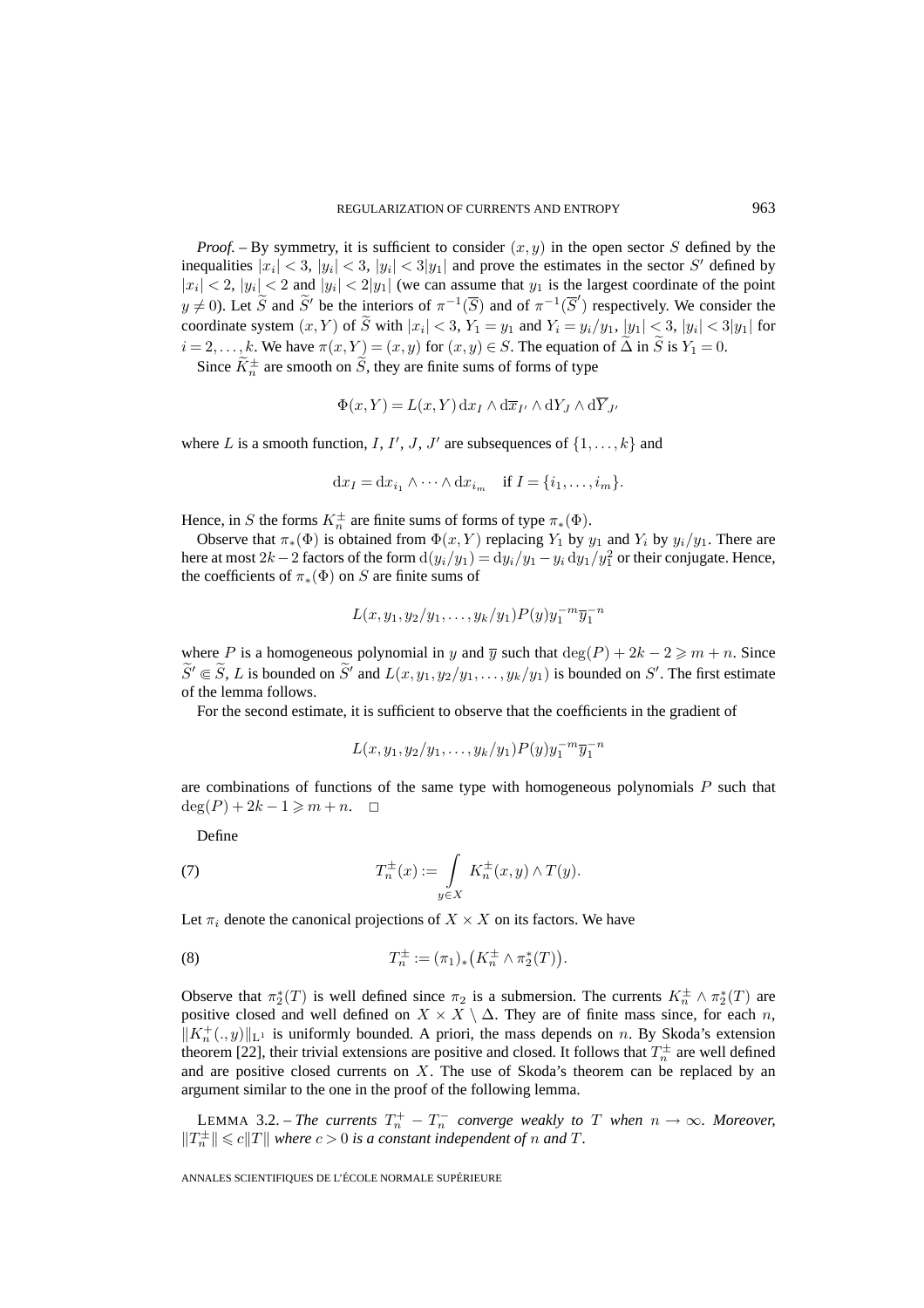*Proof.* – By symmetry, it is sufficient to consider $(x,y)$ in the open sector $S$ defined by the inequalities $|x_i| < 3$, $|y_i| < 3$, $|y_i| < 3|y_1|$ and prove the estimates in the sector $S'$ defined by $|x_i| < 2$, $|y_i| < 2$ and $|y_i| < 2|y_1|$ (we can assume that $y_1$ is the largest coordinate of the point $y \neq 0$). Let $\widetilde{S}$ and $\widetilde{S}'$ be the interiors of $\pi^{-1}(\overline{S})$ and of $\pi^{-1}(\overline{S}')$ respectively. We consider the coordinate system $(x,Y)$ of $\widetilde{S}$ with $|x_i| < 3$, $Y_1 = y_1$ and $Y_i = y_i/y_1$, $|y_1| < 3$, $|y_i| < 3|y_1|$ for $i = 2,\dots,k$. We have $\pi(x,Y) = (x,y)$ for $(x,y) \in S$. The equation of $\widetilde{\Delta}$ in $\widetilde{S}$ is $Y_1 = 0$.

Since $\widetilde{K}_n^{\pm}$ are smooth on $\widetilde{S}$, they are finite sums of forms of type

$$\Phi(x,Y) = L(x,Y)\, \mathrm{d}x_I \wedge \mathrm{d}\overline{x}_{I'} \wedge \mathrm{d}Y_J \wedge \mathrm{d}\overline{Y}_{J'}$$

where $L$ is a smooth function, $I$, $I'$, $J$, $J'$ are subsequences of $\{1,\dots,k\}$ and

$$\mathrm{d}x_I = \mathrm{d}x_{i_1} \wedge \cdots \wedge \mathrm{d}x_{i_m} \quad \text{if } I = \{i_1,\dots,i_m\}.$$

Hence, in $S$ the forms $K_n^{\pm}$ are finite sums of forms of type $\pi_*(\Phi)$.

Observe that $\pi_*(\Phi)$ is obtained from $\Phi(x,Y)$ replacing $Y_1$ by $y_1$ and $Y_i$ by $y_i/y_1$. There are here at most $2k-2$ factors of the form $\mathrm{d}(y_i/y_1) = \mathrm{d}y_i/y_1 - y_i\,\mathrm{d}y_1/y_1^2$ or their conjugate. Hence, the coefficients of $\pi_*(\Phi)$ on $S$ are finite sums of

$$L(x, y_1, y_2/y_1, \dots, y_k/y_1) P(y) y_1^{-m} \overline{y}_1^{-n}$$

where $P$ is a homogeneous polynomial in $y$ and $\overline{y}$ such that $\deg(P) + 2k - 2 \geqslant m + n$. Since $\widetilde{S}' \Subset \widetilde{S}$, $L$ is bounded on $\widetilde{S}'$ and $L(x, y_1, y_2/y_1, \dots, y_k/y_1)$ is bounded on $S'$. The first estimate of the lemma follows.

For the second estimate, it is sufficient to observe that the coefficients in the gradient of

$$L(x, y_1, y_2/y_1, \dots, y_k/y_1) P(y) y_1^{-m} \overline{y}_1^{-n}$$

are combinations of functions of the same type with homogeneous polynomials $P$ such that $\deg(P) + 2k - 1 \geqslant m + n$. $\square$

Define

$$T_n^{\pm}(x) := \int_{y \in X} K_n^{\pm}(x,y) \wedge T(y). \tag{7}$$

Let $\pi_i$ denote the canonical projections of $X \times X$ on its factors. We have

$$T_n^{\pm} := (\pi_1)_*\big(K_n^{\pm} \wedge \pi_2^*(T)\big). \tag{8}$$

Observe that $\pi_2^*(T)$ is well defined since $\pi_2$ is a submersion. The currents $K_n^{\pm} \wedge \pi_2^*(T)$ are positive closed and well defined on $X \times X \setminus \Delta$. They are of finite mass since, for each $n$, $\|K_n^{+}(.,y)\|_{\mathrm{L}^1}$ is uniformly bounded. A priori, the mass depends on $n$. By Skoda's extension theorem [22], their trivial extensions are positive and closed. It follows that $T_n^{\pm}$ are well defined and are positive closed currents on $X$. The use of Skoda's theorem can be replaced by an argument similar to the one in the proof of the following lemma.

LEMMA 3.2. – *The currents $T_n^{+} - T_n^{-}$ converge weakly to $T$ when $n \to \infty$. Moreover, $\|T_n^{\pm}\| \leqslant c\|T\|$ where $c > 0$ is a constant independent of $n$ and $T$.*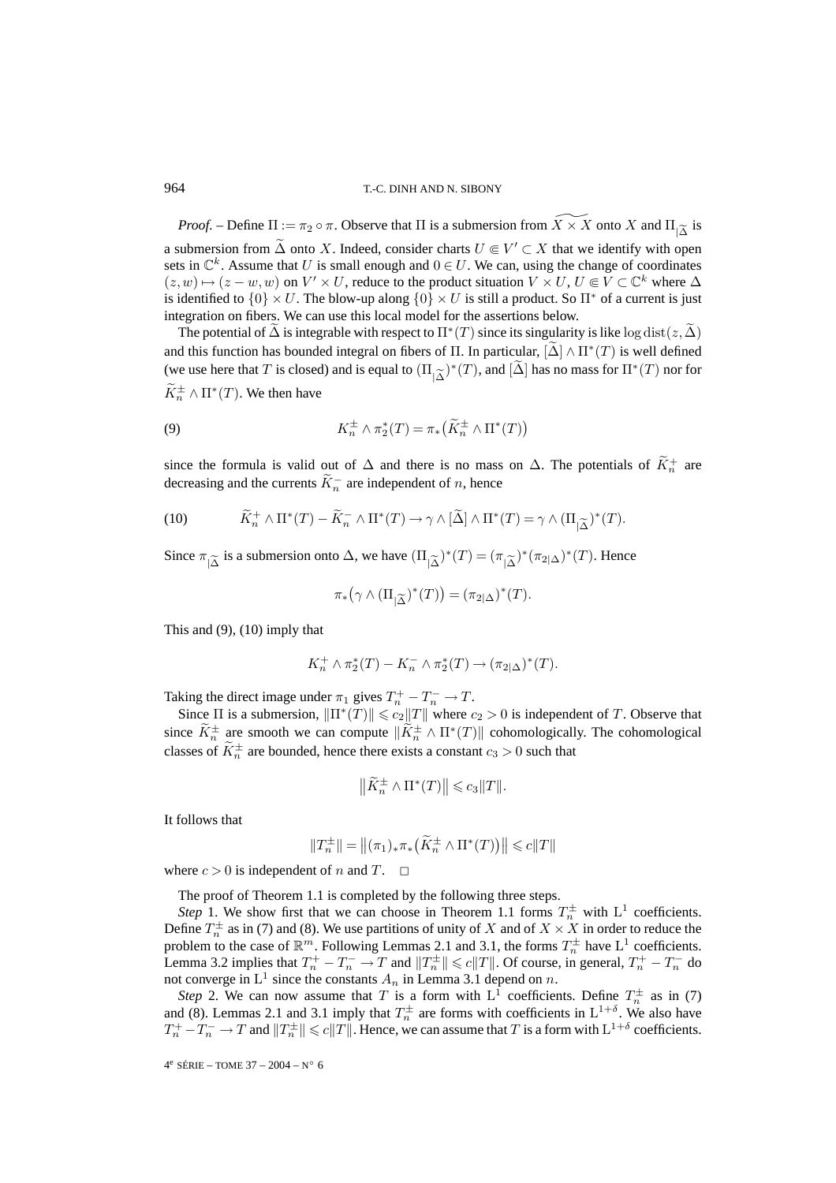*Proof.* – Define $\Pi := \pi_2 \circ \pi$. Observe that $\Pi$ is a submersion from $\widetilde{X \times X}$ onto $X$ and $\Pi_{|\widetilde{\Delta}}$ is a submersion from $\widetilde{\Delta}$ onto $X$. Indeed, consider charts $U \Subset V' \subset X$ that we identify with open sets in $\mathbb{C}^k$. Assume that $U$ is small enough and $0 \in U$. We can, using the change of coordinates $(z,w) \mapsto (z-w,w)$ on $V' \times U$, reduce to the product situation $V \times U$, $U \Subset V \subset \mathbb{C}^k$ where $\Delta$ is identified to $\{0\} \times U$. The blow-up along $\{0\} \times U$ is still a product. So $\Pi^*$ of a current is just integration on fibers. We can use this local model for the assertions below.

The potential of $\widetilde{\Delta}$ is integrable with respect to $\Pi^*(T)$ since its singularity is like $\log \operatorname{dist}(z, \widetilde{\Delta})$ and this function has bounded integral on fibers of $\Pi$. In particular, $[\widetilde{\Delta}] \wedge \Pi^*(T)$ is well defined (we use here that $T$ is closed) and is equal to $(\Pi_{|\widetilde{\Delta}})^*(T)$, and $[\widetilde{\Delta}]$ has no mass for $\Pi^*(T)$ nor for $\widetilde{K}_n^\pm \wedge \Pi^*(T)$. We then have

$$K_n^\pm \wedge \pi_2^*(T) = \pi_*\big(\widetilde{K}_n^\pm \wedge \Pi^*(T)\big) \tag{9}$$

since the formula is valid out of $\Delta$ and there is no mass on $\Delta$. The potentials of $\widetilde{K}_n^+$ are decreasing and the currents $\widetilde{K}_n^-$ are independent of $n$, hence

$$\widetilde{K}_n^+ \wedge \Pi^*(T) - \widetilde{K}_n^- \wedge \Pi^*(T) \to \gamma \wedge [\widetilde{\Delta}] \wedge \Pi^*(T) = \gamma \wedge (\Pi_{|\widetilde{\Delta}})^*(T). \tag{10}$$

Since $\pi_{|\widetilde{\Delta}}$ is a submersion onto $\Delta$, we have $(\Pi_{|\widetilde{\Delta}})^*(T) = (\pi_{|\widetilde{\Delta}})^*(\pi_{2|\Delta})^*(T)$. Hence

$$\pi_*\big(\gamma \wedge (\Pi_{|\widetilde{\Delta}})^*(T)\big) = (\pi_{2|\Delta})^*(T).$$

This and (9), (10) imply that

$$K_n^+ \wedge \pi_2^*(T) - K_n^- \wedge \pi_2^*(T) \to (\pi_{2|\Delta})^*(T).$$

Taking the direct image under $\pi_1$ gives $T_n^+ - T_n^- \to T$.

Since $\Pi$ is a submersion, $\|\Pi^*(T)\| \leqslant c_2\|T\|$ where $c_2 > 0$ is independent of $T$. Observe that since $\widetilde{K}_n^\pm$ are smooth we can compute $\|\widetilde{K}_n^\pm \wedge \Pi^*(T)\|$ cohomologically. The cohomological classes of $\widetilde{K}_n^\pm$ are bounded, hence there exists a constant $c_3 > 0$ such that

$$\big\|\widetilde{K}_n^\pm \wedge \Pi^*(T)\big\| \leqslant c_3\|T\|.$$

It follows that

$$\|T_n^\pm\| = \big\|(\pi_1)_*\pi_*\big(\widetilde{K}_n^\pm \wedge \Pi^*(T)\big)\big\| \leqslant c\|T\|$$

where $c > 0$ is independent of $n$ and $T$. $\square$

The proof of Theorem 1.1 is completed by the following three steps.

*Step* 1. We show first that we can choose in Theorem 1.1 forms $T_n^\pm$ with $\mathrm{L}^1$ coefficients. Define $T_n^\pm$ as in (7) and (8). We use partitions of unity of $X$ and of $X \times X$ in order to reduce the problem to the case of $\mathbb{R}^m$. Following Lemmas 2.1 and 3.1, the forms $T_n^\pm$ have $\mathrm{L}^1$ coefficients. Lemma 3.2 implies that $T_n^+ - T_n^- \to T$ and $\|T_n^\pm\| \leqslant c\|T\|$. Of course, in general, $T_n^+ - T_n^-$ do not converge in $\mathrm{L}^1$ since the constants $A_n$ in Lemma 3.1 depend on $n$.

*Step* 2. We can now assume that $T$ is a form with $\mathrm{L}^1$ coefficients. Define $T_n^\pm$ as in (7) and (8). Lemmas 2.1 and 3.1 imply that $T_n^\pm$ are forms with coefficients in $\mathrm{L}^{1+\delta}$. We also have $T_n^+ - T_n^- \to T$ and $\|T_n^\pm\| \leqslant c\|T\|$. Hence, we can assume that $T$ is a form with $\mathrm{L}^{1+\delta}$ coefficients.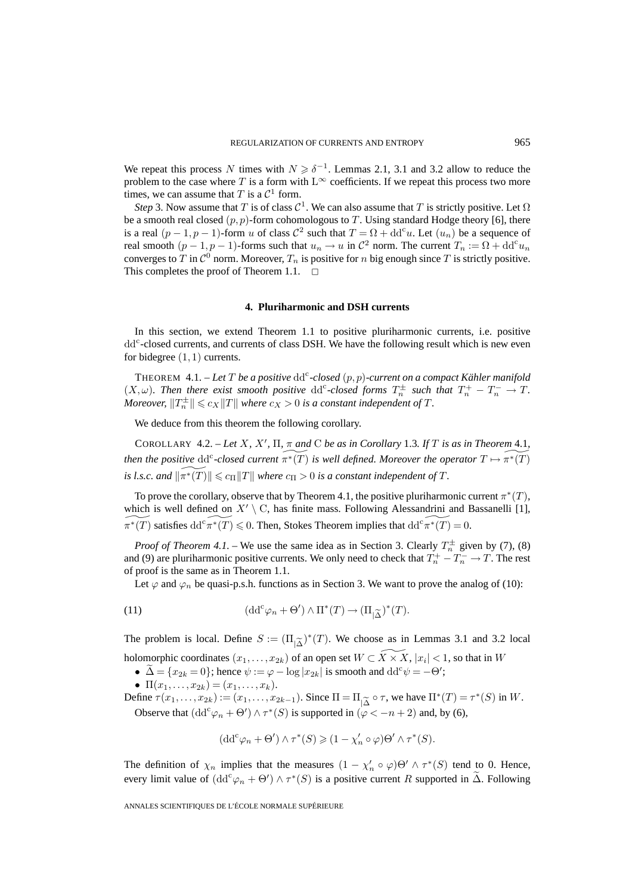We repeat this process $N$ times with $N \geqslant \delta^{-1}$. Lemmas 2.1, 3.1 and 3.2 allow to reduce the problem to the case where $T$ is a form with $\mathrm{L}^\infty$ coefficients. If we repeat this process two more times, we can assume that $T$ is a $\mathcal{C}^1$ form.

*Step* 3. Now assume that $T$ is of class $\mathcal{C}^1$. We can also assume that $T$ is strictly positive. Let $\Omega$ be a smooth real closed $(p,p)$-form cohomologous to $T$. Using standard Hodge theory [6], there is a real $(p-1,p-1)$-form $u$ of class $\mathcal{C}^2$ such that $T = \Omega + \mathrm{dd^c} u$. Let $(u_n)$ be a sequence of real smooth $(p-1,p-1)$-forms such that $u_n \to u$ in $\mathcal{C}^2$ norm. The current $T_n := \Omega + \mathrm{dd^c} u_n$ converges to $T$ in $\mathcal{C}^0$ norm. Moreover, $T_n$ is positive for $n$ big enough since $T$ is strictly positive. This completes the proof of Theorem 1.1. □

## 4. Pluriharmonic and DSH currents

In this section, we extend Theorem 1.1 to positive pluriharmonic currents, i.e. positive $\mathrm{dd^c}$-closed currents, and currents of class DSH. We have the following result which is new even for bidegree $(1,1)$ currents.

THEOREM 4.1. – *Let $T$ be a positive $\mathrm{dd^c}$-closed $(p,p)$-current on a compact Kähler manifold $(X,\omega)$. Then there exist smooth positive $\mathrm{dd^c}$-closed forms $T_n^\pm$ such that $T_n^+ - T_n^- \to T$. Moreover, $\|T_n^\pm\| \leqslant c_X \|T\|$ where $c_X > 0$ is a constant independent of $T$.*

We deduce from this theorem the following corollary.

COROLLARY 4.2. – *Let $X$, $X'$, $\Pi$, $\pi$ and $\mathrm{C}$ be as in Corollary 1.3. If $T$ is as in Theorem 4.1, then the positive $\mathrm{dd^c}$-closed current $\widetilde{\pi^*(T)}$ is well defined. Moreover the operator $T \mapsto \widetilde{\pi^*(T)}$ is l.s.c. and $\|\widetilde{\pi^*(T)}\| \leqslant c_\Pi \|T\|$ where $c_\Pi > 0$ is a constant independent of $T$.*

To prove the corollary, observe that by Theorem 4.1, the positive pluriharmonic current $\pi^*(T)$, which is well defined on $X' \setminus \mathrm{C}$, has finite mass. Following Alessandrini and Bassanelli [1], $\widetilde{\pi^*(T)}$ satisfies $\mathrm{dd^c}\widetilde{\pi^*(T)} \leqslant 0$. Then, Stokes Theorem implies that $\mathrm{dd^c}\widetilde{\pi^*(T)} = 0$.

*Proof of Theorem 4.1.* – We use the same idea as in Section 3. Clearly $T_n^\pm$ given by (7), (8) and (9) are pluriharmonic positive currents. We only need to check that $T_n^+ - T_n^- \to T$. The rest of proof is the same as in Theorem 1.1.

Let $\varphi$ and $\varphi_n$ be quasi-p.s.h. functions as in Section 3. We want to prove the analog of (10):

$$(11)\qquad (\mathrm{dd^c}\varphi_n + \Theta') \wedge \Pi^*(T) \to (\Pi_{|\widetilde{\Delta}})^*(T).$$

The problem is local. Define $S := (\Pi_{|\widetilde{\Delta}})^*(T)$. We choose as in Lemmas 3.1 and 3.2 local holomorphic coordinates $(x_1,\ldots,x_{2k})$ of an open set $W \subset \widetilde{X \times X}$, $|x_i| < 1$, so that in $W$

- $\widetilde{\Delta} = \{x_{2k} = 0\}$; hence $\psi := \varphi - \log|x_{2k}|$ is smooth and $\mathrm{dd^c}\psi = -\Theta'$;
- $\Pi(x_1,\ldots,x_{2k}) = (x_1,\ldots,x_k)$.

Define $\tau(x_1,\ldots,x_{2k}) := (x_1,\ldots,x_{2k-1})$. Since $\Pi = \Pi_{|\widetilde{\Delta}} \circ \tau$, we have $\Pi^*(T) = \tau^*(S)$ in $W$.

Observe that $(\mathrm{dd^c}\varphi_n + \Theta') \wedge \tau^*(S)$ is supported in $(\varphi < -n+2)$ and, by (6),

$$(\mathrm{dd^c}\varphi_n + \Theta') \wedge \tau^*(S) \geqslant (1 - \chi_n' \circ \varphi)\Theta' \wedge \tau^*(S).$$

The definition of $\chi_n$ implies that the measures $(1 - \chi_n' \circ \varphi)\Theta' \wedge \tau^*(S)$ tend to 0. Hence, every limit value of $(\mathrm{dd^c}\varphi_n + \Theta') \wedge \tau^*(S)$ is a positive current $R$ supported in $\widetilde{\Delta}$. Following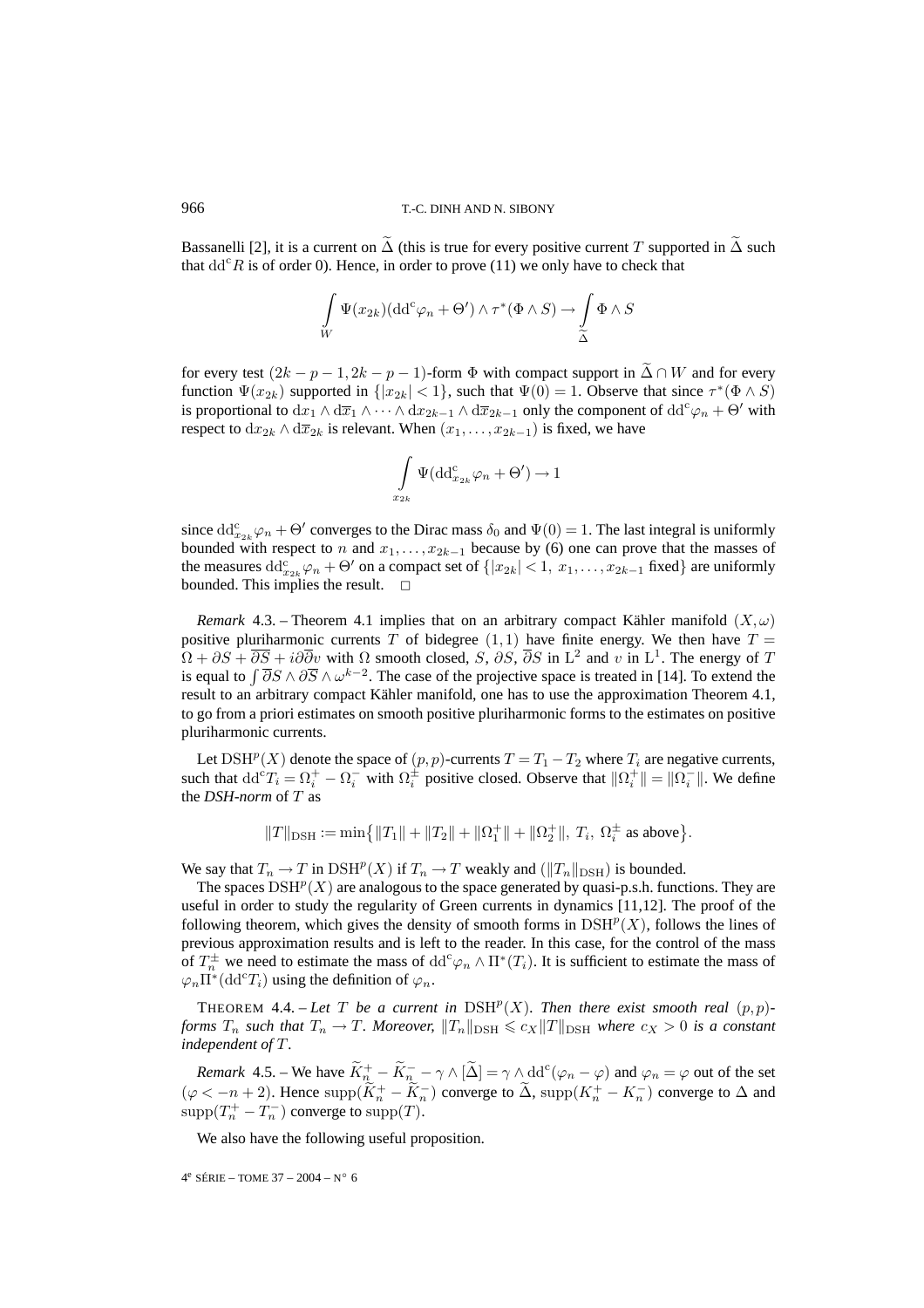Bassanelli [2], it is a current on $\widetilde{\Delta}$ (this is true for every positive current $T$ supported in $\widetilde{\Delta}$ such that $\mathrm{dd^c} R$ is of order 0). Hence, in order to prove (11) we only have to check that

$$\int_W \Psi(x_{2k})(\mathrm{dd^c}\varphi_n + \Theta') \wedge \tau^*(\Phi \wedge S) \to \int_{\widetilde{\Delta}} \Phi \wedge S$$

for every test $(2k-p-1, 2k-p-1)$-form $\Phi$ with compact support in $\widetilde{\Delta} \cap W$ and for every function $\Psi(x_{2k})$ supported in $\{|x_{2k}| < 1\}$, such that $\Psi(0) = 1$. Observe that since $\tau^*(\Phi \wedge S)$ is proportional to $\mathrm{d}x_1 \wedge \mathrm{d}\overline{x}_1 \wedge \cdots \wedge \mathrm{d}x_{2k-1} \wedge \mathrm{d}\overline{x}_{2k-1}$ only the component of $\mathrm{dd^c}\varphi_n + \Theta'$ with respect to $\mathrm{d}x_{2k} \wedge \mathrm{d}\overline{x}_{2k}$ is relevant. When $(x_1, \ldots, x_{2k-1})$ is fixed, we have

$$\int_{x_{2k}} \Psi(\mathrm{dd^c}_{x_{2k}}\varphi_n + \Theta') \to 1$$

since $\mathrm{dd^c}_{x_{2k}}\varphi_n + \Theta'$ converges to the Dirac mass $\delta_0$ and $\Psi(0) = 1$. The last integral is uniformly bounded with respect to $n$ and $x_1, \ldots, x_{2k-1}$ because by (6) one can prove that the masses of the measures $\mathrm{dd^c}_{x_{2k}}\varphi_n + \Theta'$ on a compact set of $\{|x_{2k}| < 1,\ x_1, \ldots, x_{2k-1} \text{ fixed}\}$ are uniformly bounded. This implies the result. □

*Remark* 4.3. – Theorem 4.1 implies that on an arbitrary compact Kähler manifold $(X, \omega)$ positive pluriharmonic currents $T$ of bidegree $(1,1)$ have finite energy. We then have $T = \Omega + \partial S + \overline{\partial S} + i\partial\overline{\partial} v$ with $\Omega$ smooth closed, $S$, $\partial S$, $\overline{\partial} S$ in $\mathrm{L}^2$ and $v$ in $\mathrm{L}^1$. The energy of $T$ is equal to $\int \overline{\partial} S \wedge \partial \overline{S} \wedge \omega^{k-2}$. The case of the projective space is treated in [14]. To extend the result to an arbitrary compact Kähler manifold, one has to use the approximation Theorem 4.1, to go from a priori estimates on smooth positive pluriharmonic forms to the estimates on positive pluriharmonic currents.

Let $\mathrm{DSH}^p(X)$ denote the space of $(p,p)$-currents $T = T_1 - T_2$ where $T_i$ are negative currents, such that $\mathrm{dd^c} T_i = \Omega_i^+ - \Omega_i^-$ with $\Omega_i^\pm$ positive closed. Observe that $\|\Omega_i^+\| = \|\Omega_i^-\|$. We define the *DSH-norm* of $T$ as

$$\|T\|_{\mathrm{DSH}} := \min\bigl\{\|T_1\| + \|T_2\| + \|\Omega_1^+\| + \|\Omega_2^+\|,\ T_i,\ \Omega_i^\pm \text{ as above}\bigr\}.$$

We say that $T_n \to T$ in $\mathrm{DSH}^p(X)$ if $T_n \to T$ weakly and $(\|T_n\|_{\mathrm{DSH}})$ is bounded.

The spaces $\mathrm{DSH}^p(X)$ are analogous to the space generated by quasi-p.s.h. functions. They are useful in order to study the regularity of Green currents in dynamics [11,12]. The proof of the following theorem, which gives the density of smooth forms in $\mathrm{DSH}^p(X)$, follows the lines of previous approximation results and is left to the reader. In this case, for the control of the mass of $T_n^\pm$ we need to estimate the mass of $\mathrm{dd^c}\varphi_n \wedge \Pi^*(T_i)$. It is sufficient to estimate the mass of $\varphi_n \Pi^*(\mathrm{dd^c} T_i)$ using the definition of $\varphi_n$.

THEOREM 4.4. – *Let $T$ be a current in $\mathrm{DSH}^p(X)$. Then there exist smooth real $(p,p)$-forms $T_n$ such that $T_n \to T$. Moreover, $\|T_n\|_{\mathrm{DSH}} \leqslant c_X \|T\|_{\mathrm{DSH}}$ where $c_X > 0$ is a constant independent of $T$.*

*Remark* 4.5. – We have $\widetilde{K}_n^+ - \widetilde{K}_n^- - \gamma \wedge [\widetilde{\Delta}] = \gamma \wedge \mathrm{dd^c}(\varphi_n - \varphi)$ and $\varphi_n = \varphi$ out of the set $(\varphi < -n+2)$. Hence $\operatorname{supp}(\widetilde{K}_n^+ - \widetilde{K}_n^-)$ converge to $\widetilde{\Delta}$, $\operatorname{supp}(K_n^+ - K_n^-)$ converge to $\Delta$ and $\operatorname{supp}(T_n^+ - T_n^-)$ converge to $\operatorname{supp}(T)$.

We also have the following useful proposition.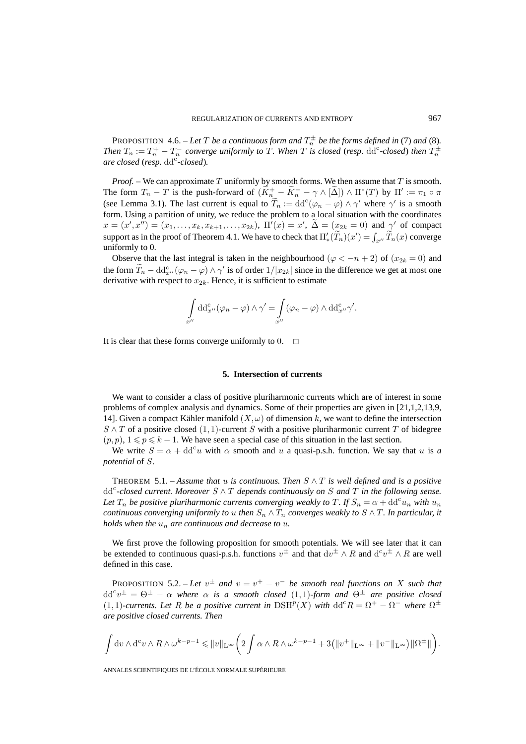PROPOSITION 4.6. – *Let $T$ be a continuous form and $T_n^\pm$ be the forms defined in* (7) *and* (8)*. Then $T_n := T_n^+ - T_n^-$ converge uniformly to $T$. When $T$ is closed* (*resp.* $\mathrm{dd^c}$*-closed*) *then $T_n^\pm$ are closed* (*resp.* $\mathrm{dd^c}$*-closed*)*.*

*Proof.* – We can approximate $T$ uniformly by smooth forms. We then assume that $T$ is smooth. The form $T_n - T$ is the push-forward of $(\widetilde{K}_n^+ - \widetilde{K}_n^- - \gamma \wedge [\widetilde{\Delta}]) \wedge \Pi^*(T)$ by $\Pi' := \pi_1 \circ \pi$ (see Lemma 3.1). The last current is equal to $\widetilde{T}_n := \mathrm{dd^c}(\varphi_n - \varphi) \wedge \gamma'$ where $\gamma'$ is a smooth form. Using a partition of unity, we reduce the problem to a local situation with the coordinates $x = (x', x'') = (x_1, \ldots, x_k, x_{k+1}, \ldots, x_{2k})$, $\Pi'(x) = x'$, $\widetilde{\Delta} = (x_{2k} = 0)$ and $\gamma'$ of compact support as in the proof of Theorem 4.1. We have to check that $\Pi'_*(\widetilde{T}_n)(x') = \int_{x''} \widetilde{T}_n(x)$ converge uniformly to 0.

Observe that the last integral is taken in the neighbourhood $(\varphi < -n + 2)$ of $(x_{2k} = 0)$ and the form $\widetilde{T}_n - \mathrm{dd}^{\mathrm{c}}_{x''}(\varphi_n - \varphi) \wedge \gamma'$ is of order $1/|x_{2k}|$ since in the difference we get at most one derivative with respect to $x_{2k}$. Hence, it is sufficient to estimate

$$\int_{x''} \mathrm{dd}^{\mathrm{c}}_{x''}(\varphi_n - \varphi) \wedge \gamma' = \int_{x''} (\varphi_n - \varphi) \wedge \mathrm{dd}^{\mathrm{c}}_{x''}\gamma'.$$

It is clear that these forms converge uniformly to 0. $\square$

## 5. Intersection of currents

We want to consider a class of positive pluriharmonic currents which are of interest in some problems of complex analysis and dynamics. Some of their properties are given in [21,1,2,13,9, 14]. Given a compact Kähler manifold $(X, \omega)$ of dimension $k$, we want to define the intersection $S \wedge T$ of a positive closed $(1,1)$-current $S$ with a positive pluriharmonic current $T$ of bidegree $(p,p)$, $1 \leqslant p \leqslant k-1$. We have seen a special case of this situation in the last section.

We write $S = \alpha + \mathrm{dd^c} u$ with $\alpha$ smooth and $u$ a quasi-p.s.h. function. We say that $u$ is *a potential* of $S$.

THEOREM 5.1. – *Assume that $u$ is continuous. Then $S \wedge T$ is well defined and is a positive $\mathrm{dd^c}$-closed current. Moreover $S \wedge T$ depends continuously on $S$ and $T$ in the following sense. Let $T_n$ be positive pluriharmonic currents converging weakly to $T$. If $S_n = \alpha + \mathrm{dd^c} u_n$ with $u_n$ continuous converging uniformly to $u$ then $S_n \wedge T_n$ converges weakly to $S \wedge T$. In particular, it holds when the $u_n$ are continuous and decrease to $u$.*

We first prove the following proposition for smooth potentials. We will see later that it can be extended to continuous quasi-p.s.h. functions $v^\pm$ and that $\mathrm{d}v^\pm \wedge R$ and $\mathrm{d^c}v^\pm \wedge R$ are well defined in this case.

PROPOSITION 5.2. – *Let $v^\pm$ and $v = v^+ - v^-$ be smooth real functions on $X$ such that $\mathrm{dd^c} v^\pm = \Theta^\pm - \alpha$ where $\alpha$ is a smooth closed $(1,1)$-form and $\Theta^\pm$ are positive closed $(1,1)$-currents. Let $R$ be a positive current in $\mathrm{DSH}^p(X)$ with $\mathrm{dd^c} R = \Omega^+ - \Omega^-$ where $\Omega^\pm$ are positive closed currents. Then*

$$\int \mathrm{d}v \wedge \mathrm{d^c} v \wedge R \wedge \omega^{k-p-1} \leqslant \|v\|_{\mathrm{L}^\infty} \left( 2 \int \alpha \wedge R \wedge \omega^{k-p-1} + 3\big(\|v^+\|_{\mathrm{L}^\infty} + \|v^-\|_{\mathrm{L}^\infty}\big) \|\Omega^\pm\| \right).$$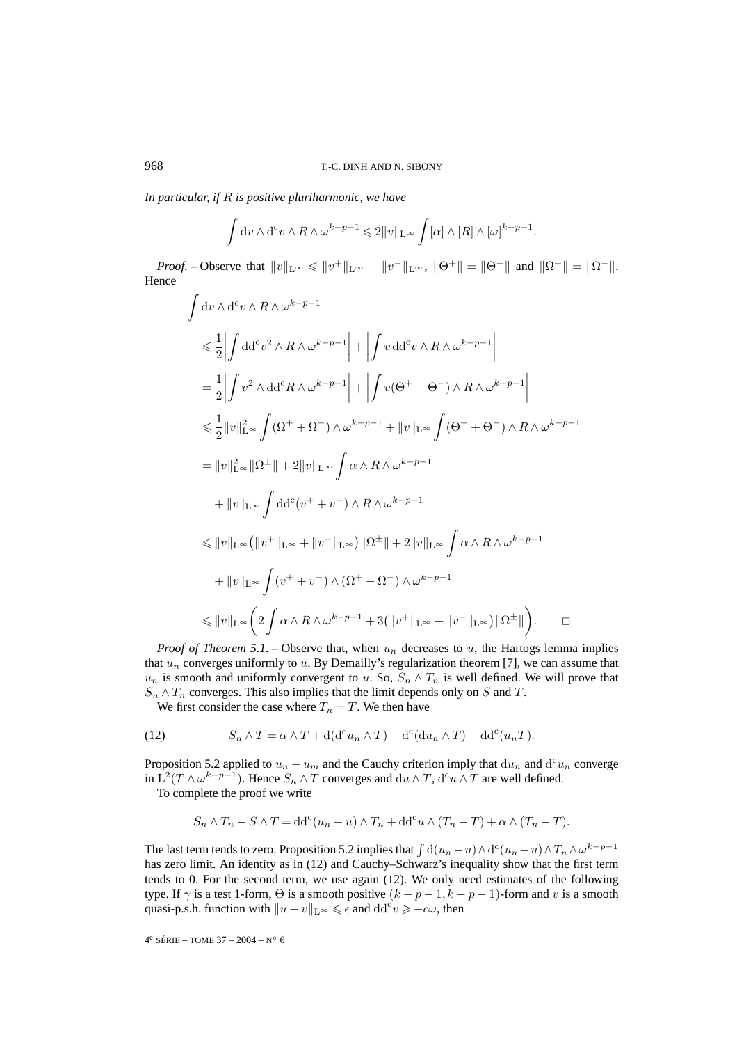*In particular, if $R$ is positive pluriharmonic, we have*

$$\int \mathrm{d}v\wedge \mathrm{d^c}v\wedge R\wedge \omega^{k-p-1}\leqslant 2\|v\|_{\mathrm{L}^\infty}\int [\alpha]\wedge [R]\wedge [\omega]^{k-p-1}.$$

*Proof.* – Observe that $\|v\|_{\mathrm{L}^\infty}\leqslant \|v^+\|_{\mathrm{L}^\infty}+\|v^-\|_{\mathrm{L}^\infty}$, $\|\Theta^+\|=\|\Theta^-\|$ and $\|\Omega^+\|=\|\Omega^-\|$. Hence

$$\begin{aligned}
&\int \mathrm{d}v\wedge \mathrm{d^c}v\wedge R\wedge\omega^{k-p-1}\\
&\leqslant \frac{1}{2}\left|\int \mathrm{dd^c}v^2\wedge R\wedge\omega^{k-p-1}\right|+\left|\int v\,\mathrm{dd^c}v\wedge R\wedge\omega^{k-p-1}\right|\\
&=\frac{1}{2}\left|\int v^2\wedge \mathrm{dd^c}R\wedge\omega^{k-p-1}\right|+\left|\int v(\Theta^+-\Theta^-)\wedge R\wedge\omega^{k-p-1}\right|\\
&\leqslant \frac{1}{2}\|v\|^2_{\mathrm{L}^\infty}\int(\Omega^++\Omega^-)\wedge\omega^{k-p-1}+\|v\|_{\mathrm{L}^\infty}\int(\Theta^++\Theta^-)\wedge R\wedge\omega^{k-p-1}\\
&=\|v\|^2_{\mathrm{L}^\infty}\|\Omega^\pm\|+2\|v\|_{\mathrm{L}^\infty}\int\alpha\wedge R\wedge\omega^{k-p-1}\\
&\quad+\|v\|_{\mathrm{L}^\infty}\int \mathrm{dd^c}(v^++v^-)\wedge R\wedge\omega^{k-p-1}\\
&\leqslant \|v\|_{\mathrm{L}^\infty}\big(\|v^+\|_{\mathrm{L}^\infty}+\|v^-\|_{\mathrm{L}^\infty}\big)\|\Omega^\pm\|+2\|v\|_{\mathrm{L}^\infty}\int\alpha\wedge R\wedge\omega^{k-p-1}\\
&\quad+\|v\|_{\mathrm{L}^\infty}\int(v^++v^-)\wedge(\Omega^+-\Omega^-)\wedge\omega^{k-p-1}\\
&\leqslant \|v\|_{\mathrm{L}^\infty}\left(2\int\alpha\wedge R\wedge\omega^{k-p-1}+3\big(\|v^+\|_{\mathrm{L}^\infty}+\|v^-\|_{\mathrm{L}^\infty}\big)\|\Omega^\pm\|\right).\qquad\square
\end{aligned}$$

*Proof of Theorem 5.1.* – Observe that, when $u_n$ decreases to $u$, the Hartogs lemma implies that $u_n$ converges uniformly to $u$. By Demailly's regularization theorem [7], we can assume that $u_n$ is smooth and uniformly convergent to $u$. So, $S_n\wedge T_n$ is well defined. We will prove that $S_n\wedge T_n$ converges. This also implies that the limit depends only on $S$ and $T$.

We first consider the case where $T_n=T$. We then have

$$S_n\wedge T=\alpha\wedge T+\mathrm{d}(\mathrm{d^c}u_n\wedge T)-\mathrm{d^c}(\mathrm{d}u_n\wedge T)-\mathrm{dd^c}(u_nT).\tag{12}$$

Proposition 5.2 applied to $u_n-u_m$ and the Cauchy criterion imply that $\mathrm{d}u_n$ and $\mathrm{d^c}u_n$ converge in $\mathrm{L}^2(T\wedge\omega^{k-p-1})$. Hence $S_n\wedge T$ converges and $\mathrm{d}u\wedge T$, $\mathrm{d^c}u\wedge T$ are well defined.

To complete the proof we write

$$S_n\wedge T_n-S\wedge T=\mathrm{dd^c}(u_n-u)\wedge T_n+\mathrm{dd^c}u\wedge(T_n-T)+\alpha\wedge(T_n-T).$$

The last term tends to zero. Proposition 5.2 implies that $\int \mathrm{d}(u_n-u)\wedge\mathrm{d^c}(u_n-u)\wedge T_n\wedge\omega^{k-p-1}$ has zero limit. An identity as in (12) and Cauchy–Schwarz's inequality show that the first term tends to 0. For the second term, we use again (12). We only need estimates of the following type. If $\gamma$ is a test 1-form, $\Theta$ is a smooth positive $(k-p-1,k-p-1)$-form and $v$ is a smooth quasi-p.s.h. function with $\|u-v\|_{\mathrm{L}^\infty}\leqslant\epsilon$ and $\mathrm{dd^c}v\geqslant -c\omega$, then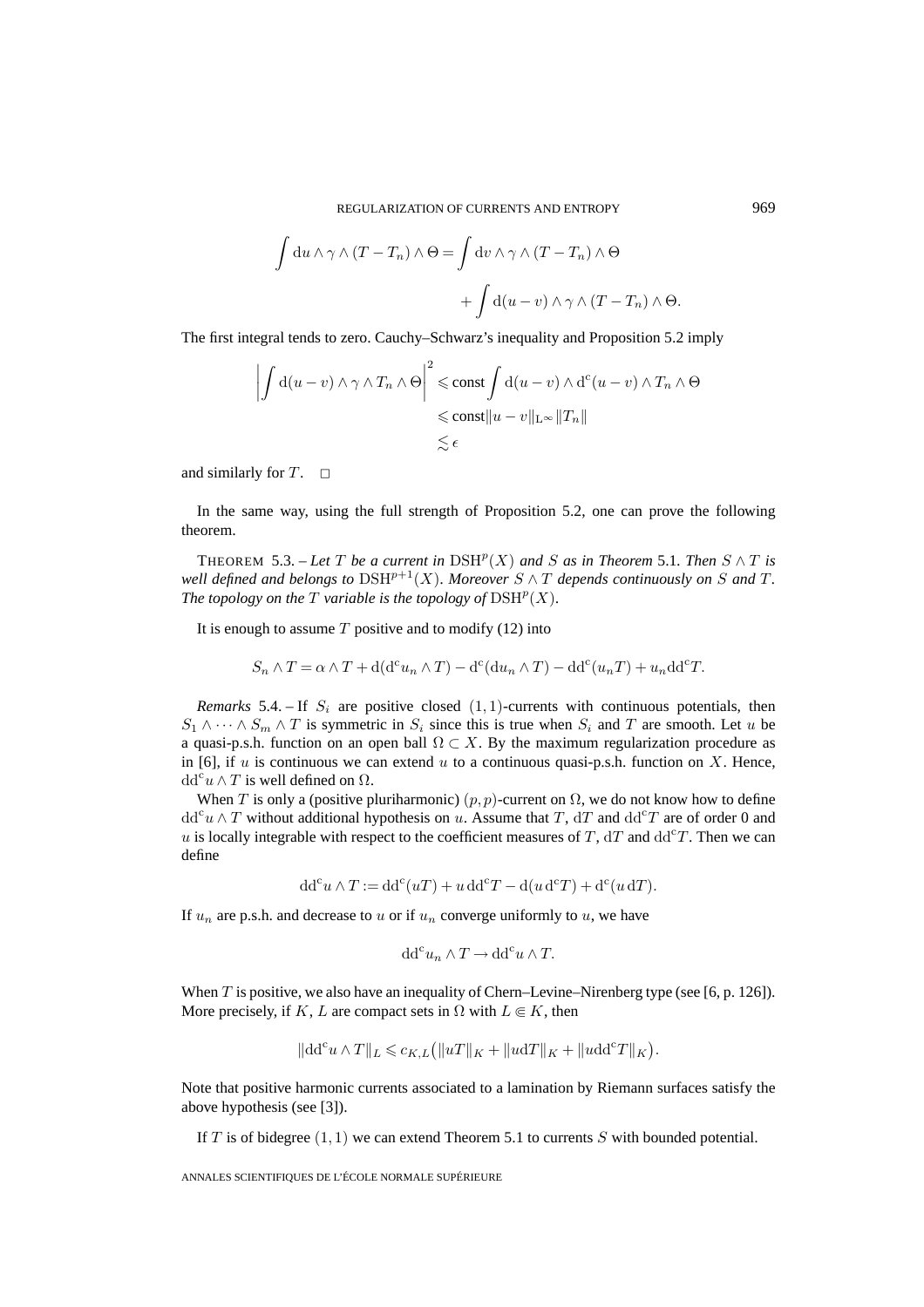$$\int \mathrm{d}u \wedge \gamma \wedge (T - T_n) \wedge \Theta = \int \mathrm{d}v \wedge \gamma \wedge (T - T_n) \wedge \Theta + \int \mathrm{d}(u - v) \wedge \gamma \wedge (T - T_n) \wedge \Theta.$$

The first integral tends to zero. Cauchy–Schwarz's inequality and Proposition 5.2 imply

$$\left| \int \mathrm{d}(u - v) \wedge \gamma \wedge T_n \wedge \Theta \right|^2 \leqslant \text{const} \int \mathrm{d}(u - v) \wedge \mathrm{d}^{\mathrm{c}}(u - v) \wedge T_n \wedge \Theta \leqslant \text{const} \|u - v\|_{\mathrm{L}^\infty} \|T_n\| \lesssim \epsilon$$

and similarly for $T$. $\square$

In the same way, using the full strength of Proposition 5.2, one can prove the following theorem.

THEOREM 5.3. – *Let $T$ be a current in $\mathrm{DSH}^p(X)$ and $S$ as in Theorem 5.1. Then $S \wedge T$ is well defined and belongs to $\mathrm{DSH}^{p+1}(X)$. Moreover $S \wedge T$ depends continuously on $S$ and $T$. The topology on the $T$ variable is the topology of $\mathrm{DSH}^p(X)$.*

It is enough to assume $T$ positive and to modify (12) into

$$S_n \wedge T = \alpha \wedge T + \mathrm{d}(\mathrm{d}^{\mathrm{c}} u_n \wedge T) - \mathrm{d}^{\mathrm{c}}(\mathrm{d} u_n \wedge T) - \mathrm{d}\mathrm{d}^{\mathrm{c}}(u_n T) + u_n \mathrm{d}\mathrm{d}^{\mathrm{c}} T.$$

*Remarks* 5.4. – If $S_i$ are positive closed $(1,1)$-currents with continuous potentials, then $S_1 \wedge \cdots \wedge S_m \wedge T$ is symmetric in $S_i$ since this is true when $S_i$ and $T$ are smooth. Let $u$ be a quasi-p.s.h. function on an open ball $\Omega \subset X$. By the maximum regularization procedure as in [6], if $u$ is continuous we can extend $u$ to a continuous quasi-p.s.h. function on $X$. Hence, $\mathrm{d}\mathrm{d}^{\mathrm{c}} u \wedge T$ is well defined on $\Omega$.

When $T$ is only a (positive pluriharmonic) $(p,p)$-current on $\Omega$, we do not know how to define $\mathrm{d}\mathrm{d}^{\mathrm{c}} u \wedge T$ without additional hypothesis on $u$. Assume that $T$, $\mathrm{d}T$ and $\mathrm{d}\mathrm{d}^{\mathrm{c}} T$ are of order 0 and $u$ is locally integrable with respect to the coefficient measures of $T$, $\mathrm{d}T$ and $\mathrm{d}\mathrm{d}^{\mathrm{c}} T$. Then we can define

$$\mathrm{d}\mathrm{d}^{\mathrm{c}} u \wedge T := \mathrm{d}\mathrm{d}^{\mathrm{c}}(uT) + u\, \mathrm{d}\mathrm{d}^{\mathrm{c}} T - \mathrm{d}(u\, \mathrm{d}^{\mathrm{c}} T) + \mathrm{d}^{\mathrm{c}}(u\, \mathrm{d}T).$$

If $u_n$ are p.s.h. and decrease to $u$ or if $u_n$ converge uniformly to $u$, we have

$$\mathrm{d}\mathrm{d}^{\mathrm{c}} u_n \wedge T \to \mathrm{d}\mathrm{d}^{\mathrm{c}} u \wedge T.$$

When $T$ is positive, we also have an inequality of Chern–Levine–Nirenberg type (see [6, p. 126]). More precisely, if $K$, $L$ are compact sets in $\Omega$ with $L \Subset K$, then

$$\|\mathrm{d}\mathrm{d}^{\mathrm{c}} u \wedge T\|_L \leqslant c_{K,L} \big( \|uT\|_K + \|u\mathrm{d}T\|_K + \|u\mathrm{d}\mathrm{d}^{\mathrm{c}} T\|_K \big).$$

Note that positive harmonic currents associated to a lamination by Riemann surfaces satisfy the above hypothesis (see [3]).

If $T$ is of bidegree $(1,1)$ we can extend Theorem 5.1 to currents $S$ with bounded potential.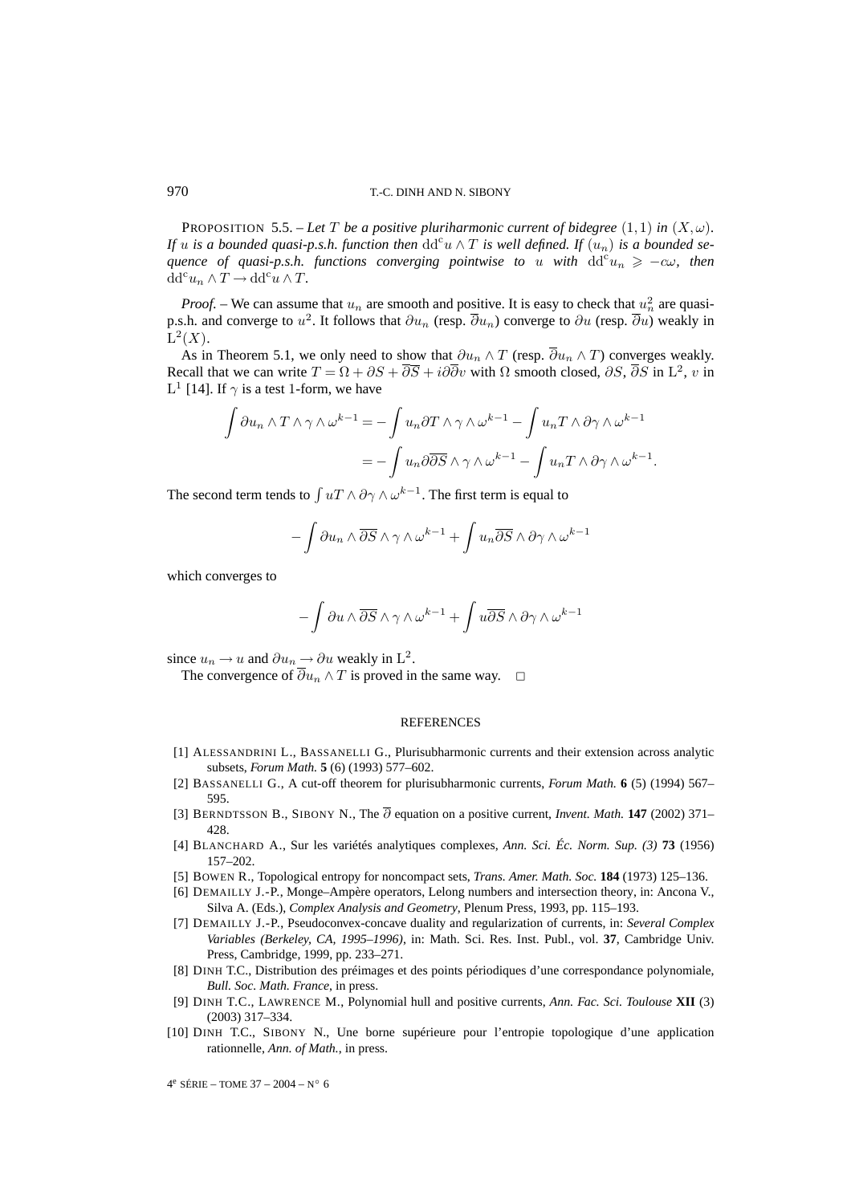PROPOSITION 5.5. – *Let $T$ be a positive pluriharmonic current of bidegree $(1,1)$ in $(X,\omega)$. If $u$ is a bounded quasi-p.s.h. function then $\mathrm{dd^c}u\wedge T$ is well defined. If $(u_n)$ is a bounded sequence of quasi-p.s.h. functions converging pointwise to $u$ with $\mathrm{dd^c}u_n \geqslant -c\omega$, then $\mathrm{dd^c}u_n\wedge T\to \mathrm{dd^c}u\wedge T$.*

*Proof.* – We can assume that $u_n$ are smooth and positive. It is easy to check that $u_n^2$ are quasi-p.s.h. and converge to $u^2$. It follows that $\partial u_n$ (resp. $\overline{\partial} u_n$) converge to $\partial u$ (resp. $\overline{\partial} u$) weakly in $\mathrm{L}^2(X)$.

As in Theorem 5.1, we only need to show that $\partial u_n\wedge T$ (resp. $\overline{\partial}u_n\wedge T$) converges weakly. Recall that we can write $T=\Omega+\partial S+\overline{\partial S}+i\partial\overline{\partial}v$ with $\Omega$ smooth closed, $\partial S$, $\overline{\partial} \overline{S}$ in $\mathrm{L}^2$, $v$ in $\mathrm{L}^1$ [14]. If $\gamma$ is a test 1-form, we have

$$\int \partial u_n\wedge T\wedge\gamma\wedge\omega^{k-1} = -\int u_n\partial T\wedge\gamma\wedge\omega^{k-1} - \int u_n T\wedge\partial\gamma\wedge\omega^{k-1}$$
$$= -\int u_n\partial\overline{\partial S}\wedge\gamma\wedge\omega^{k-1} - \int u_n T\wedge\partial\gamma\wedge\omega^{k-1}.$$

The second term tends to $\int uT\wedge\partial\gamma\wedge\omega^{k-1}$. The first term is equal to

$$-\int \partial u_n\wedge\overline{\partial S}\wedge\gamma\wedge\omega^{k-1}+\int u_n\overline{\partial S}\wedge\partial\gamma\wedge\omega^{k-1}$$

which converges to

$$-\int \partial u\wedge\overline{\partial S}\wedge\gamma\wedge\omega^{k-1}+\int u\overline{\partial S}\wedge\partial\gamma\wedge\omega^{k-1}$$

since $u_n\to u$ and $\partial u_n\to\partial u$ weakly in $\mathrm{L}^2$.

The convergence of $\overline{\partial}u_n\wedge T$ is proved in the same way. □

## REFERENCES

[1] ALESSANDRINI L., BASSANELLI G., Plurisubharmonic currents and their extension across analytic subsets, *Forum Math.* **5** (6) (1993) 577–602.

[2] BASSANELLI G., A cut-off theorem for plurisubharmonic currents, *Forum Math.* **6** (5) (1994) 567–595.

[3] BERNDTSSON B., SIBONY N., The $\overline{\partial}$ equation on a positive current, *Invent. Math.* **147** (2002) 371–428.

[4] BLANCHARD A., Sur les variétés analytiques complexes, *Ann. Sci. Éc. Norm. Sup. (3)* **73** (1956) 157–202.

[5] BOWEN R., Topological entropy for noncompact sets, *Trans. Amer. Math. Soc.* **184** (1973) 125–136.

[6] DEMAILLY J.-P., Monge–Ampère operators, Lelong numbers and intersection theory, in: Ancona V., Silva A. (Eds.), *Complex Analysis and Geometry*, Plenum Press, 1993, pp. 115–193.

[7] DEMAILLY J.-P., Pseudoconvex-concave duality and regularization of currents, in: *Several Complex Variables (Berkeley, CA, 1995–1996)*, in: Math. Sci. Res. Inst. Publ., vol. **37**, Cambridge Univ. Press, Cambridge, 1999, pp. 233–271.

[8] DINH T.C., Distribution des préimages et des points périodiques d'une correspondance polynomiale, *Bull. Soc. Math. France*, in press.

[9] DINH T.C., LAWRENCE M., Polynomial hull and positive currents, *Ann. Fac. Sci. Toulouse* **XII** (3) (2003) 317–334.

[10] DINH T.C., SIBONY N., Une borne supérieure pour l'entropie topologique d'une application rationnelle, *Ann. of Math.*, in press.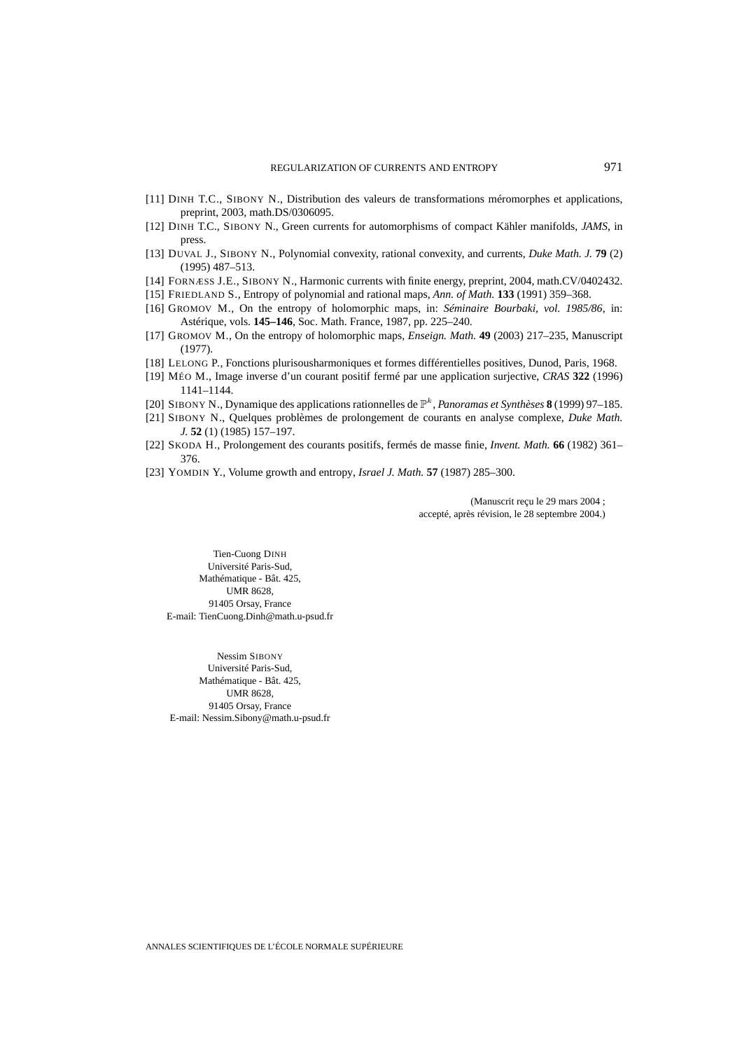[11] DINH T.C., SIBONY N., Distribution des valeurs de transformations méromorphes et applications, preprint, 2003, math.DS/0306095.

[12] DINH T.C., SIBONY N., Green currents for automorphisms of compact Kähler manifolds, *JAMS*, in press.

[13] DUVAL J., SIBONY N., Polynomial convexity, rational convexity, and currents, *Duke Math. J.* **79** (2) (1995) 487–513.

[14] FORNÆSS J.E., SIBONY N., Harmonic currents with finite energy, preprint, 2004, math.CV/0402432.

[15] FRIEDLAND S., Entropy of polynomial and rational maps, *Ann. of Math.* **133** (1991) 359–368.

[16] GROMOV M., On the entropy of holomorphic maps, in: *Séminaire Bourbaki, vol. 1985/86*, in: Astérique, vols. **145–146**, Soc. Math. France, 1987, pp. 225–240.

[17] GROMOV M., On the entropy of holomorphic maps, *Enseign. Math.* **49** (2003) 217–235, Manuscript (1977).

[18] LELONG P., Fonctions plurisousharmoniques et formes différentielles positives, Dunod, Paris, 1968.

[19] MÉO M., Image inverse d'un courant positif fermé par une application surjective, *CRAS* **322** (1996) 1141–1144.

[20] SIBONY N., Dynamique des applications rationnelles de $\mathbb{P}^k$, *Panoramas et Synthèses* **8** (1999) 97–185.

[21] SIBONY N., Quelques problèmes de prolongement de courants en analyse complexe, *Duke Math. J.* **52** (1) (1985) 157–197.

[22] SKODA H., Prolongement des courants positifs, fermés de masse finie, *Invent. Math.* **66** (1982) 361–376.

[23] YOMDIN Y., Volume growth and entropy, *Israel J. Math.* **57** (1987) 285–300.

(Manuscrit reçu le 29 mars 2004 ;
accepté, après révision, le 28 septembre 2004.)

Tien-Cuong DINH
Université Paris-Sud,
Mathématique - Bât. 425,
UMR 8628,
91405 Orsay, France
E-mail: TienCuong.Dinh@math.u-psud.fr

Nessim SIBONY
Université Paris-Sud,
Mathématique - Bât. 425,
UMR 8628,
91405 Orsay, France
E-mail: Nessim.Sibony@math.u-psud.fr